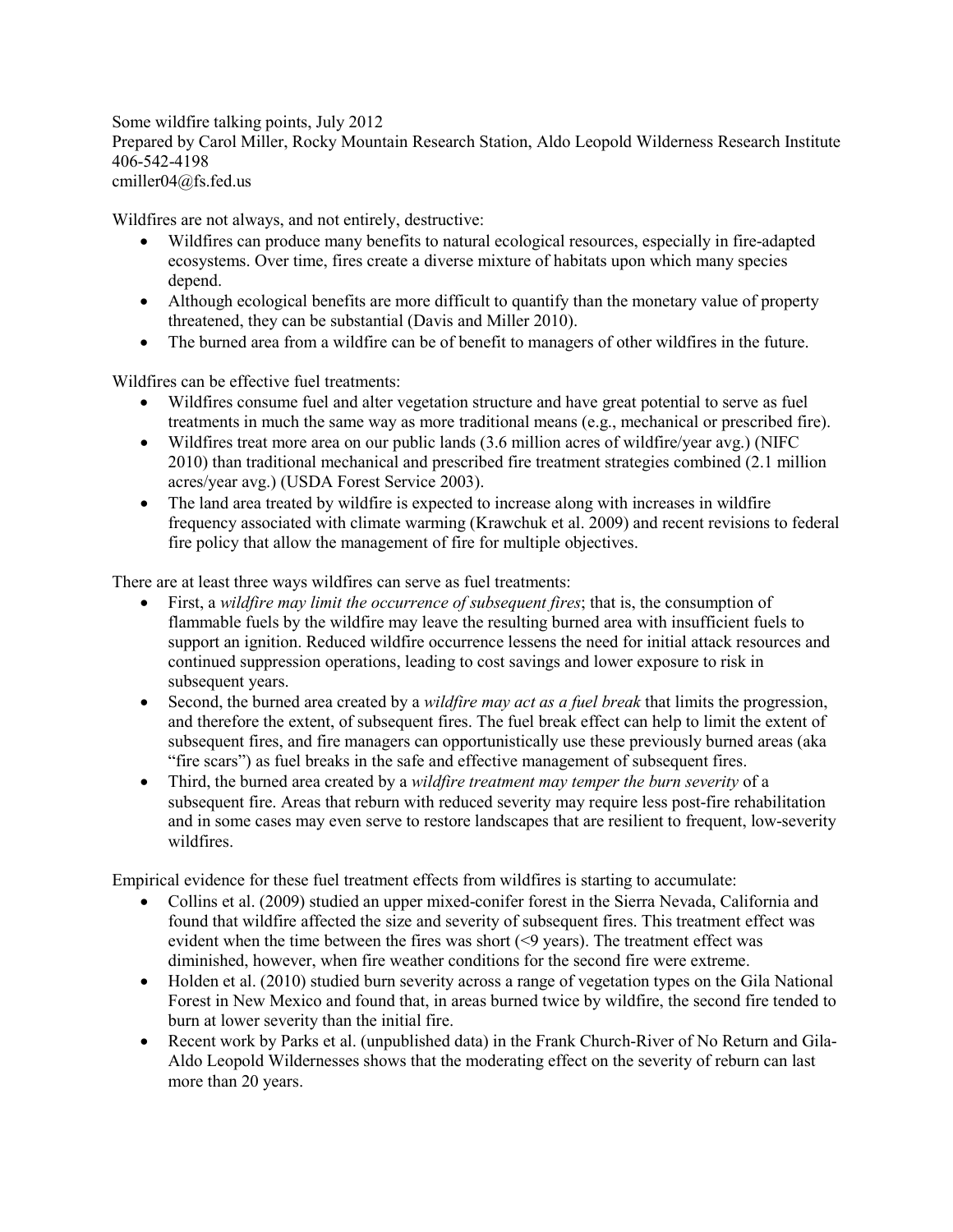Some wildfire talking points, July 2012
Prepared by Carol Miller, Rocky Mountain Research Station, Aldo Leopold Wilderness Research Institute
406-542-4198
cmiller04@fs.fed.us

Wildfires are not always, and not entirely, destructive:

- Wildfires can produce many benefits to natural ecological resources, especially in fire-adapted ecosystems. Over time, fires create a diverse mixture of habitats upon which many species depend.
- Although ecological benefits are more difficult to quantify than the monetary value of property threatened, they can be substantial (Davis and Miller 2010).
- The burned area from a wildfire can be of benefit to managers of other wildfires in the future.

Wildfires can be effective fuel treatments:

- Wildfires consume fuel and alter vegetation structure and have great potential to serve as fuel treatments in much the same way as more traditional means (e.g., mechanical or prescribed fire).
- Wildfires treat more area on our public lands (3.6 million acres of wildfire/year avg.) (NIFC 2010) than traditional mechanical and prescribed fire treatment strategies combined (2.1 million acres/year avg.) (USDA Forest Service 2003).
- The land area treated by wildfire is expected to increase along with increases in wildfire frequency associated with climate warming (Krawchuk et al. 2009) and recent revisions to federal fire policy that allow the management of fire for multiple objectives.

There are at least three ways wildfires can serve as fuel treatments:

- First, a *wildfire may limit the occurrence of subsequent fires*; that is, the consumption of flammable fuels by the wildfire may leave the resulting burned area with insufficient fuels to support an ignition. Reduced wildfire occurrence lessens the need for initial attack resources and continued suppression operations, leading to cost savings and lower exposure to risk in subsequent years.
- Second, the burned area created by a *wildfire may act as a fuel break* that limits the progression, and therefore the extent, of subsequent fires. The fuel break effect can help to limit the extent of subsequent fires, and fire managers can opportunistically use these previously burned areas (aka "fire scars") as fuel breaks in the safe and effective management of subsequent fires.
- Third, the burned area created by a *wildfire treatment may temper the burn severity* of a subsequent fire. Areas that reburn with reduced severity may require less post-fire rehabilitation and in some cases may even serve to restore landscapes that are resilient to frequent, low-severity wildfires.

Empirical evidence for these fuel treatment effects from wildfires is starting to accumulate:

- Collins et al. (2009) studied an upper mixed-conifer forest in the Sierra Nevada, California and found that wildfire affected the size and severity of subsequent fires. This treatment effect was evident when the time between the fires was short (<9 years). The treatment effect was diminished, however, when fire weather conditions for the second fire were extreme.
- Holden et al. (2010) studied burn severity across a range of vegetation types on the Gila National Forest in New Mexico and found that, in areas burned twice by wildfire, the second fire tended to burn at lower severity than the initial fire.
- Recent work by Parks et al. (unpublished data) in the Frank Church-River of No Return and Gila-Aldo Leopold Wildernesses shows that the moderating effect on the severity of reburn can last more than 20 years.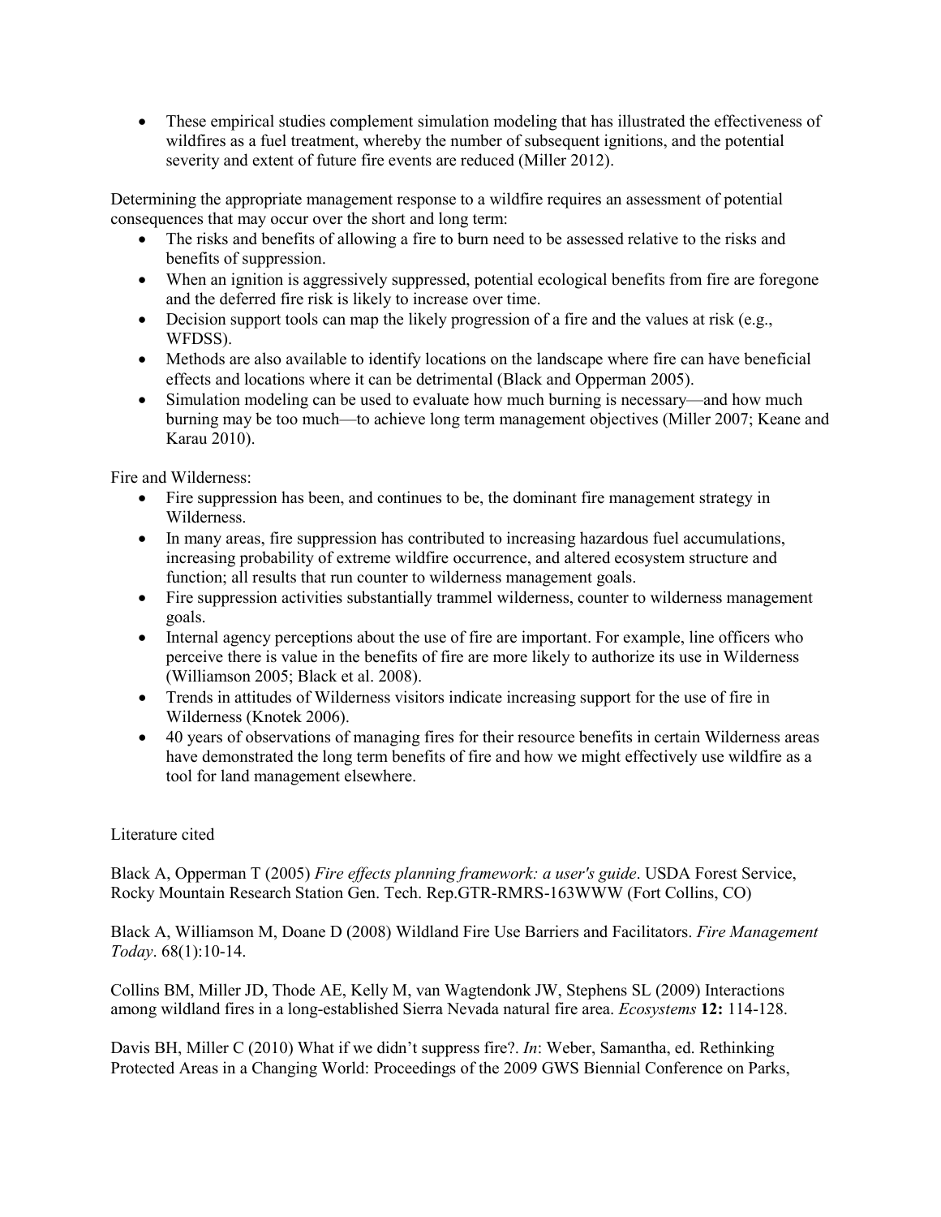- These empirical studies complement simulation modeling that has illustrated the effectiveness of wildfires as a fuel treatment, whereby the number of subsequent ignitions, and the potential severity and extent of future fire events are reduced (Miller 2012).

Determining the appropriate management response to a wildfire requires an assessment of potential consequences that may occur over the short and long term:

- The risks and benefits of allowing a fire to burn need to be assessed relative to the risks and benefits of suppression.
- When an ignition is aggressively suppressed, potential ecological benefits from fire are foregone and the deferred fire risk is likely to increase over time.
- Decision support tools can map the likely progression of a fire and the values at risk (e.g., WFDSS).
- Methods are also available to identify locations on the landscape where fire can have beneficial effects and locations where it can be detrimental (Black and Opperman 2005).
- Simulation modeling can be used to evaluate how much burning is necessary—and how much burning may be too much—to achieve long term management objectives (Miller 2007; Keane and Karau 2010).

Fire and Wilderness:

- Fire suppression has been, and continues to be, the dominant fire management strategy in Wilderness.
- In many areas, fire suppression has contributed to increasing hazardous fuel accumulations, increasing probability of extreme wildfire occurrence, and altered ecosystem structure and function; all results that run counter to wilderness management goals.
- Fire suppression activities substantially trammel wilderness, counter to wilderness management goals.
- Internal agency perceptions about the use of fire are important. For example, line officers who perceive there is value in the benefits of fire are more likely to authorize its use in Wilderness (Williamson 2005; Black et al. 2008).
- Trends in attitudes of Wilderness visitors indicate increasing support for the use of fire in Wilderness (Knotek 2006).
- 40 years of observations of managing fires for their resource benefits in certain Wilderness areas have demonstrated the long term benefits of fire and how we might effectively use wildfire as a tool for land management elsewhere.

Literature cited

Black A, Opperman T (2005) *Fire effects planning framework: a user's guide*. USDA Forest Service, Rocky Mountain Research Station Gen. Tech. Rep.GTR-RMRS-163WWW (Fort Collins, CO)

Black A, Williamson M, Doane D (2008) Wildland Fire Use Barriers and Facilitators. *Fire Management Today*. 68(1):10-14.

Collins BM, Miller JD, Thode AE, Kelly M, van Wagtendonk JW, Stephens SL (2009) Interactions among wildland fires in a long-established Sierra Nevada natural fire area. *Ecosystems* **12:** 114-128.

Davis BH, Miller C (2010) What if we didn't suppress fire?. *In*: Weber, Samantha, ed. Rethinking Protected Areas in a Changing World: Proceedings of the 2009 GWS Biennial Conference on Parks,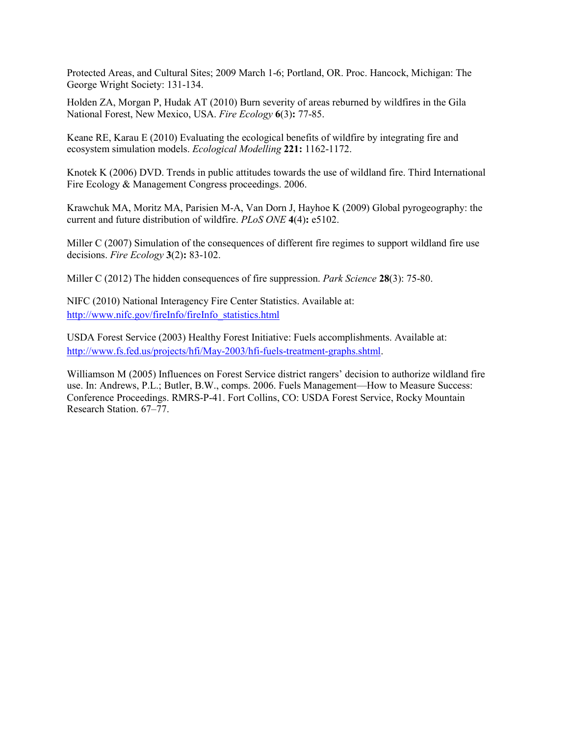Protected Areas, and Cultural Sites; 2009 March 1-6; Portland, OR. Proc. Hancock, Michigan: The George Wright Society: 131-134.

Holden ZA, Morgan P, Hudak AT (2010) Burn severity of areas reburned by wildfires in the Gila National Forest, New Mexico, USA. *Fire Ecology* **6**(3)**:** 77-85.

Keane RE, Karau E (2010) Evaluating the ecological benefits of wildfire by integrating fire and ecosystem simulation models. *Ecological Modelling* **221:** 1162-1172.

Knotek K (2006) DVD. Trends in public attitudes towards the use of wildland fire. Third International Fire Ecology & Management Congress proceedings. 2006.

Krawchuk MA, Moritz MA, Parisien M-A, Van Dorn J, Hayhoe K (2009) Global pyrogeography: the current and future distribution of wildfire. *PLoS ONE* **4**(4)**:** e5102.

Miller C (2007) Simulation of the consequences of different fire regimes to support wildland fire use decisions. *Fire Ecology* **3**(2)**:** 83-102.

Miller C (2012) The hidden consequences of fire suppression. *Park Science* **28**(3): 75-80.

NIFC (2010) National Interagency Fire Center Statistics. Available at: http://www.nifc.gov/fireInfo/fireInfo_statistics.html

USDA Forest Service (2003) Healthy Forest Initiative: Fuels accomplishments. Available at: http://www.fs.fed.us/projects/hfi/May-2003/hfi-fuels-treatment-graphs.shtml.

Williamson M (2005) Influences on Forest Service district rangers' decision to authorize wildland fire use. In: Andrews, P.L.; Butler, B.W., comps. 2006. Fuels Management—How to Measure Success: Conference Proceedings. RMRS-P-41. Fort Collins, CO: USDA Forest Service, Rocky Mountain Research Station. 67–77.